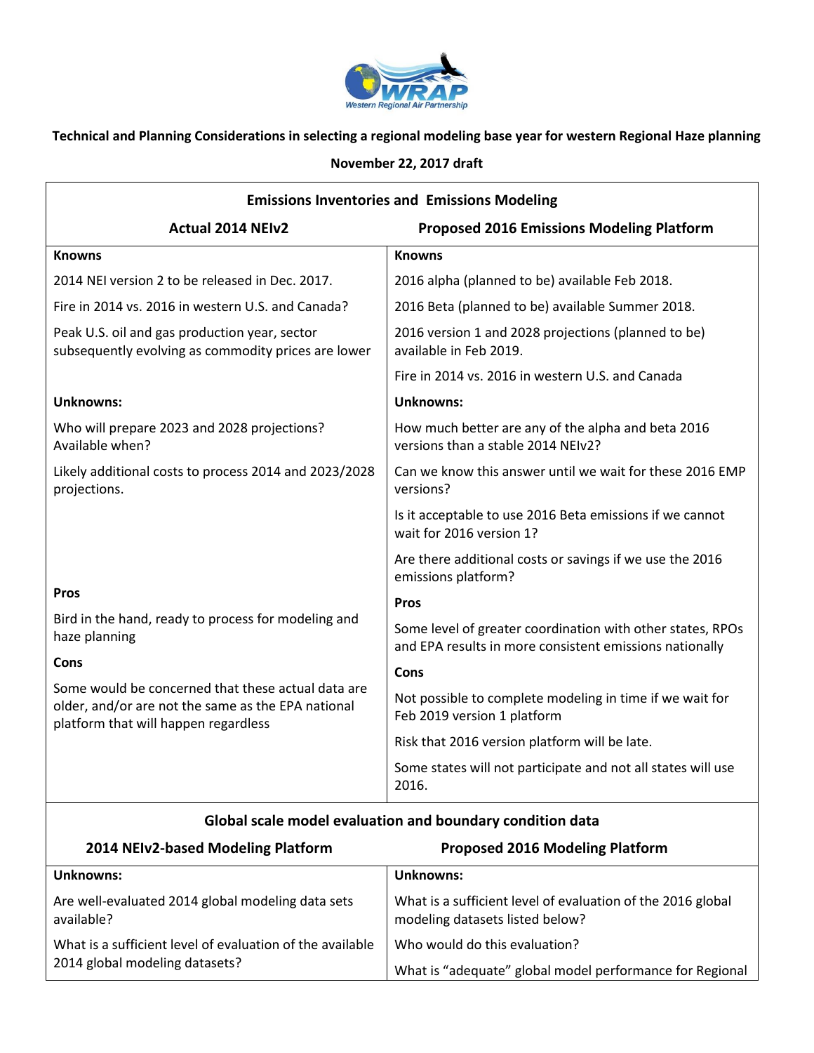**Technical and Planning Considerations in selecting a regional modeling base year for western Regional Haze planning**

**November 22, 2017 draft**

| **Emissions Inventories and Emissions Modeling** | |
|---|---|
| **Actual 2014 NEIv2** | **Proposed 2016 Emissions Modeling Platform** |
| **Knowns** | **Knowns** |
| 2014 NEI version 2 to be released in Dec. 2017. | 2016 alpha (planned to be) available Feb 2018. |
| Fire in 2014 vs. 2016 in western U.S. and Canada? | 2016 Beta (planned to be) available Summer 2018. |
| Peak U.S. oil and gas production year, sector subsequently evolving as commodity prices are lower | 2016 version 1 and 2028 projections (planned to be) available in Feb 2019. |
| | Fire in 2014 vs. 2016 in western U.S. and Canada |
| **Unknowns:** | **Unknowns:** |
| Who will prepare 2023 and 2028 projections? Available when? | How much better are any of the alpha and beta 2016 versions than a stable 2014 NEIv2? |
| Likely additional costs to process 2014 and 2023/2028 projections. | Can we know this answer until we wait for these 2016 EMP versions? |
| | Is it acceptable to use 2016 Beta emissions if we cannot wait for 2016 version 1? |
| | Are there additional costs or savings if we use the 2016 emissions platform? |
| **Pros** | **Pros** |
| Bird in the hand, ready to process for modeling and haze planning | Some level of greater coordination with other states, RPOs and EPA results in more consistent emissions nationally |
| **Cons** | **Cons** |
| Some would be concerned that these actual data are older, and/or are not the same as the EPA national platform that will happen regardless | Not possible to complete modeling in time if we wait for Feb 2019 version 1 platform |
| | Risk that 2016 version platform will be late. |
| | Some states will not participate and not all states will use 2016. |

| **Global scale model evaluation and boundary condition data** | |
|---|---|
| **2014 NEIv2-based Modeling Platform** | **Proposed 2016 Modeling Platform** |
| **Unknowns:** | **Unknowns:** |
| Are well-evaluated 2014 global modeling data sets available? | What is a sufficient level of evaluation of the 2016 global modeling datasets listed below? |
| What is a sufficient level of evaluation of the available 2014 global modeling datasets? | Who would do this evaluation? |
| | What is "adequate" global model performance for Regional |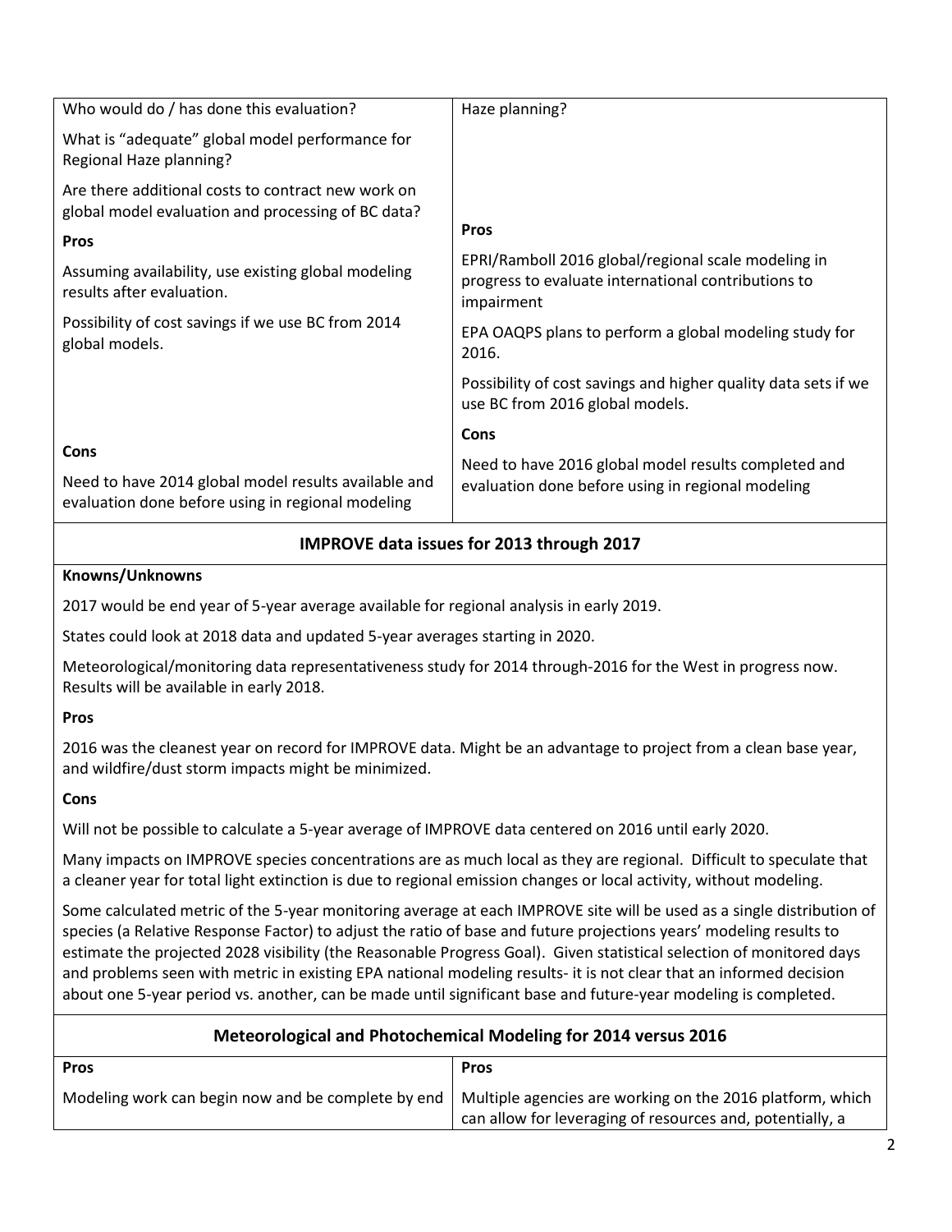| Who would do / has done this evaluation?<br><br>What is "adequate" global model performance for Regional Haze planning?<br><br>Are there additional costs to contract new work on global model evaluation and processing of BC data?<br><br>**Pros**<br><br>Assuming availability, use existing global modeling results after evaluation.<br><br>Possibility of cost savings if we use BC from 2014 global models.<br><br>**Cons**<br><br>Need to have 2014 global model results available and evaluation done before using in regional modeling | Haze planning?<br><br>**Pros**<br><br>EPRI/Ramboll 2016 global/regional scale modeling in progress to evaluate international contributions to impairment<br><br>EPA OAQPS plans to perform a global modeling study for 2016.<br><br>Possibility of cost savings and higher quality data sets if we use BC from 2016 global models.<br><br>**Cons**<br><br>Need to have 2016 global model results completed and evaluation done before using in regional modeling |
|---|---|

## IMPROVE data issues for 2013 through 2017

**Knowns/Unknowns**

2017 would be end year of 5-year average available for regional analysis in early 2019.

States could look at 2018 data and updated 5-year averages starting in 2020.

Meteorological/monitoring data representativeness study for 2014 through-2016 for the West in progress now. Results will be available in early 2018.

**Pros**

2016 was the cleanest year on record for IMPROVE data. Might be an advantage to project from a clean base year, and wildfire/dust storm impacts might be minimized.

**Cons**

Will not be possible to calculate a 5-year average of IMPROVE data centered on 2016 until early 2020.

Many impacts on IMPROVE species concentrations are as much local as they are regional. Difficult to speculate that a cleaner year for total light extinction is due to regional emission changes or local activity, without modeling.

Some calculated metric of the 5-year monitoring average at each IMPROVE site will be used as a single distribution of species (a Relative Response Factor) to adjust the ratio of base and future projections years' modeling results to estimate the projected 2028 visibility (the Reasonable Progress Goal). Given statistical selection of monitored days and problems seen with metric in existing EPA national modeling results- it is not clear that an informed decision about one 5-year period vs. another, can be made until significant base and future-year modeling is completed.

## Meteorological and Photochemical Modeling for 2014 versus 2016

| **Pros** | **Pros** |
|---|---|
| Modeling work can begin now and be complete by end | Multiple agencies are working on the 2016 platform, which can allow for leveraging of resources and, potentially, a |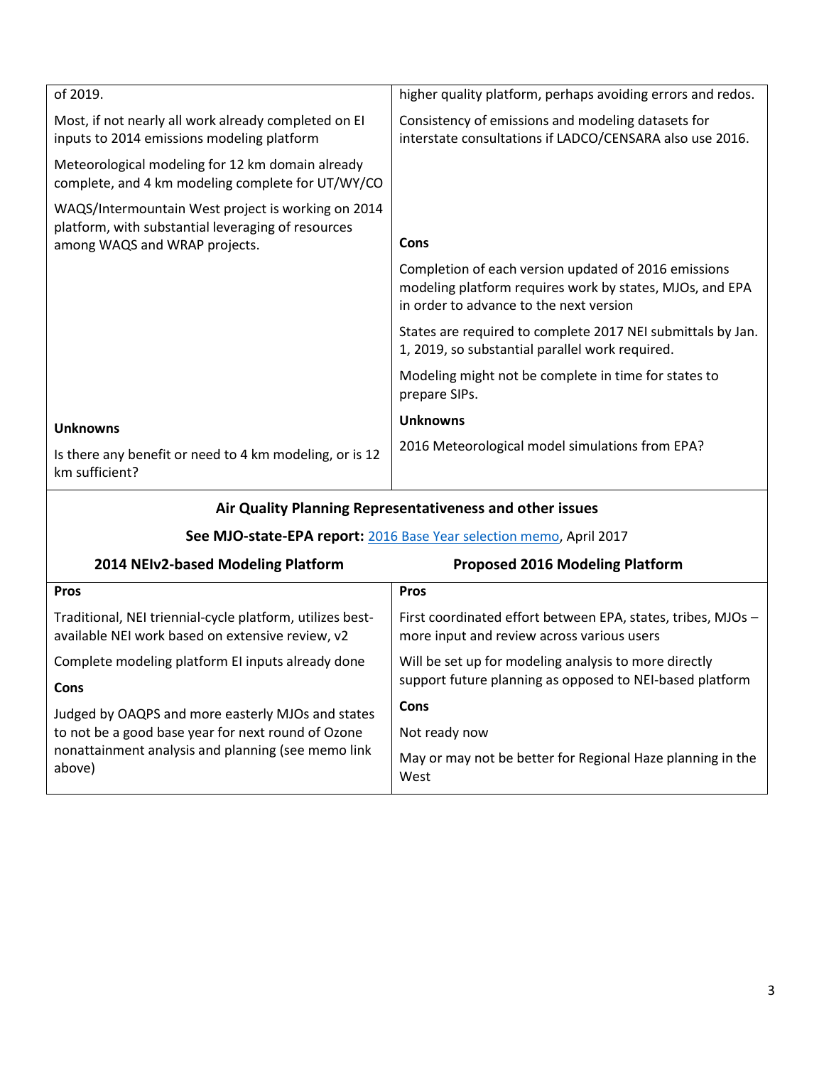| | |
|---|---|
| of 2019.<br><br>Most, if not nearly all work already completed on EI inputs to 2014 emissions modeling platform<br><br>Meteorological modeling for 12 km domain already complete, and 4 km modeling complete for UT/WY/CO<br><br>WAQS/Intermountain West project is working on 2014 platform, with substantial leveraging of resources among WAQS and WRAP projects. | higher quality platform, perhaps avoiding errors and redos.<br><br>Consistency of emissions and modeling datasets for interstate consultations if LADCO/CENSARA also use 2016. |
| | **Cons**<br><br>Completion of each version updated of 2016 emissions modeling platform requires work by states, MJOs, and EPA in order to advance to the next version<br><br>States are required to complete 2017 NEI submittals by Jan. 1, 2019, so substantial parallel work required.<br><br>Modeling might not be complete in time for states to prepare SIPs. |
| **Unknowns**<br><br>Is there any benefit or need to 4 km modeling, or is 12 km sufficient? | **Unknowns**<br><br>2016 Meteorological model simulations from EPA? |

**Air Quality Planning Representativeness and other issues**

**See MJO-state-EPA report:** [2016 Base Year selection memo](), April 2017

| 2014 NEIv2-based Modeling Platform | Proposed 2016 Modeling Platform |
|---|---|
| **Pros**<br><br>Traditional, NEI triennial-cycle platform, utilizes best-available NEI work based on extensive review, v2<br><br>Complete modeling platform EI inputs already done | **Pros**<br><br>First coordinated effort between EPA, states, tribes, MJOs – more input and review across various users<br><br>Will be set up for modeling analysis to more directly support future planning as opposed to NEI-based platform |
| **Cons**<br><br>Judged by OAQPS and more easterly MJOs and states to not be a good base year for next round of Ozone nonattainment analysis and planning (see memo link above) | **Cons**<br><br>Not ready now<br><br>May or may not be better for Regional Haze planning in the West |